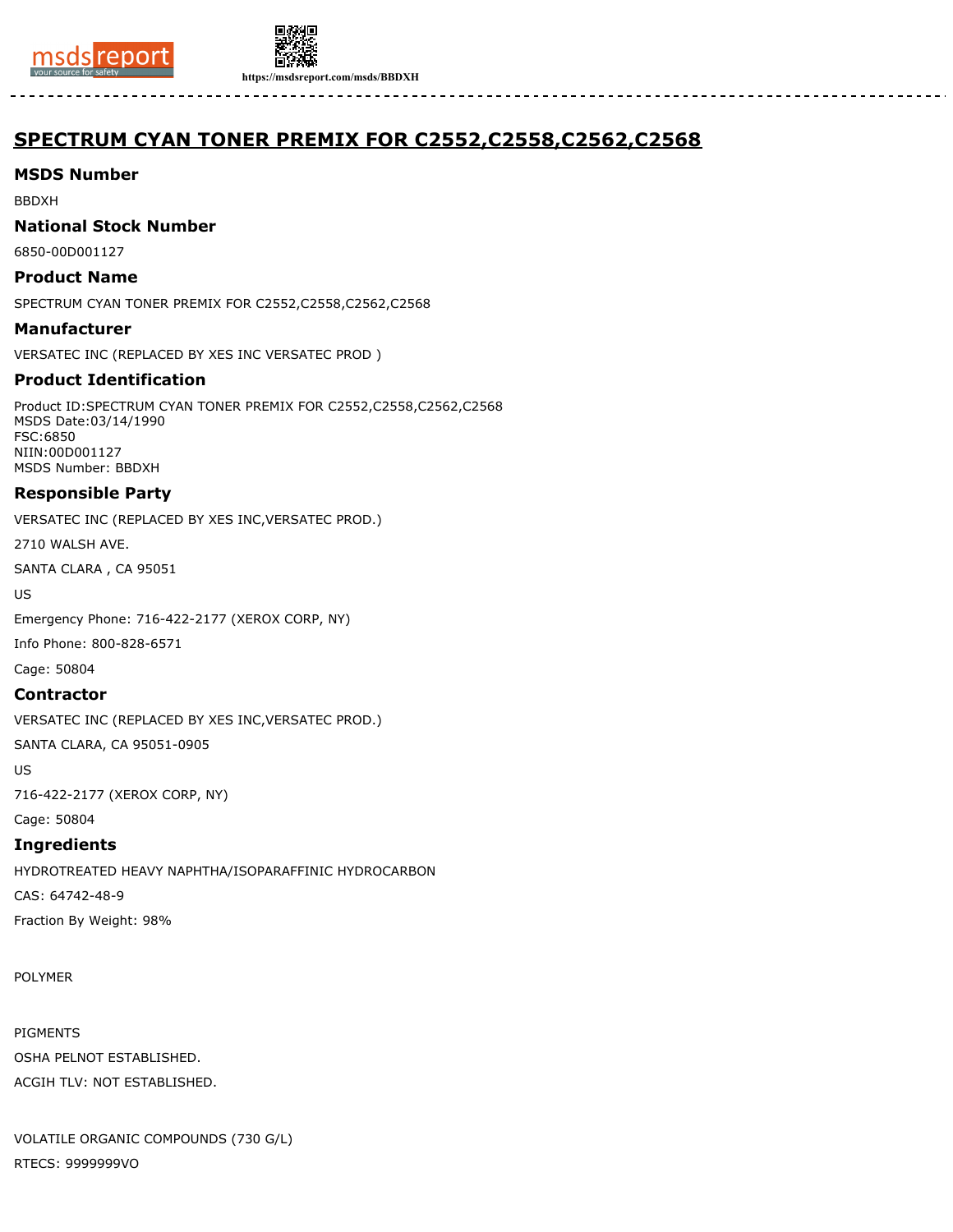# SPECTRUM CYAN TONER PREMIX FOR C2552,C2558,C2562,C2568

## MSDS Number

BBDXH

## National Stock Number

6850-00D001127

## Product Name

SPECTRUM CYAN TONER PREMIX FOR C2552,C2558,C2562,C2568

## Manufacturer

VERSATEC INC (REPLACED BY XES INC VERSATEC PROD )

## Product Identification

Product ID:SPECTRUM CYAN TONER PREMIX FOR C2552,C2558,C2562,C2568
MSDS Date:03/14/1990
FSC:6850
NIIN:00D001127
MSDS Number: BBDXH

## Responsible Party

VERSATEC INC (REPLACED BY XES INC,VERSATEC PROD.)

2710 WALSH AVE.

SANTA CLARA , CA 95051

US

Emergency Phone: 716-422-2177 (XEROX CORP, NY)

Info Phone: 800-828-6571

Cage: 50804

## Contractor

VERSATEC INC (REPLACED BY XES INC,VERSATEC PROD.)

SANTA CLARA, CA 95051-0905

US

716-422-2177 (XEROX CORP, NY)

Cage: 50804

## Ingredients

HYDROTREATED HEAVY NAPHTHA/ISOPARAFFINIC HYDROCARBON

CAS: 64742-48-9

Fraction By Weight: 98%

POLYMER

PIGMENTS

OSHA PELNOT ESTABLISHED.

ACGIH TLV: NOT ESTABLISHED.

VOLATILE ORGANIC COMPOUNDS (730 G/L)

RTECS: 9999999VO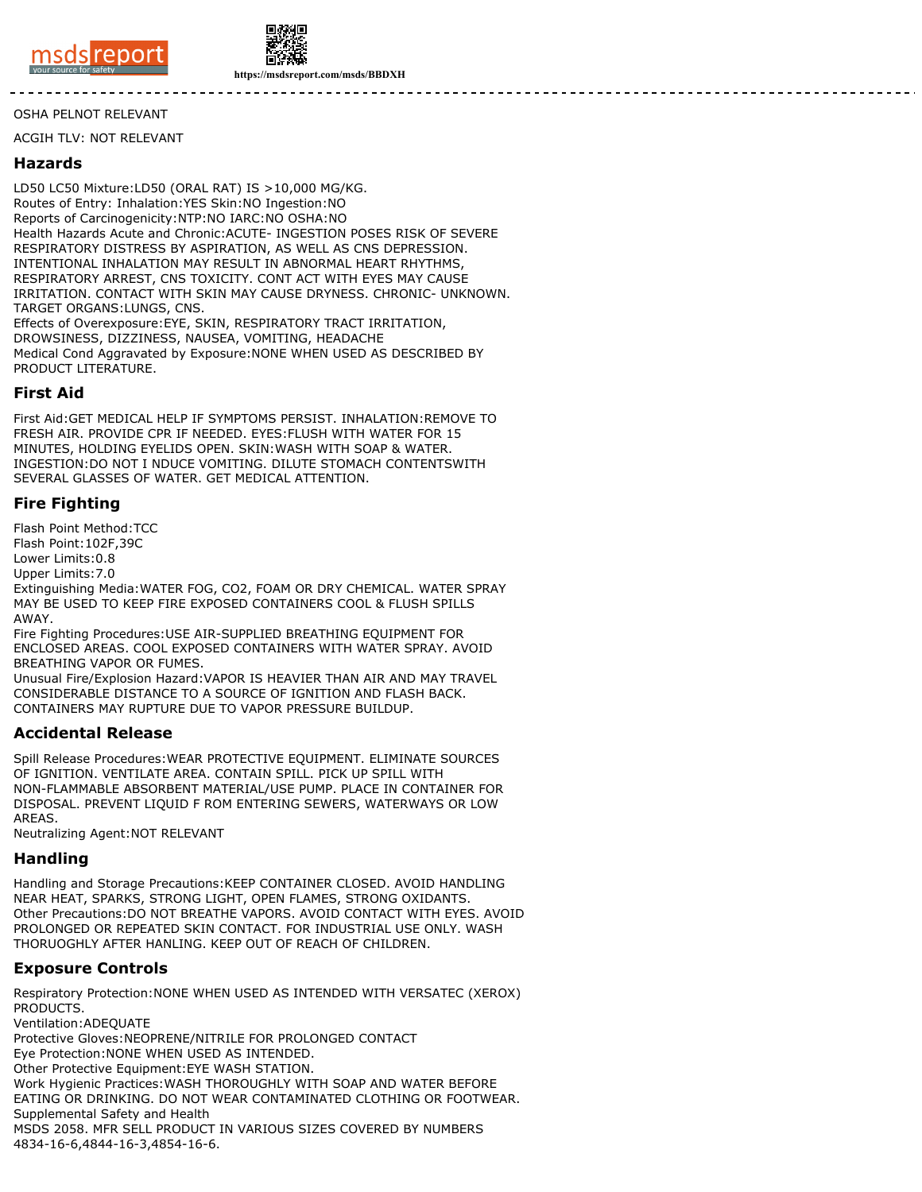OSHA PELNOT RELEVANT

ACGIH TLV: NOT RELEVANT

## Hazards

LD50 LC50 Mixture:LD50 (ORAL RAT) IS >10,000 MG/KG.
Routes of Entry: Inhalation:YES Skin:NO Ingestion:NO
Reports of Carcinogenicity:NTP:NO IARC:NO OSHA:NO
Health Hazards Acute and Chronic:ACUTE- INGESTION POSES RISK OF SEVERE RESPIRATORY DISTRESS BY ASPIRATION, AS WELL AS CNS DEPRESSION. INTENTIONAL INHALATION MAY RESULT IN ABNORMAL HEART RHYTHMS, RESPIRATORY ARREST, CNS TOXICITY. CONT ACT WITH EYES MAY CAUSE IRRITATION. CONTACT WITH SKIN MAY CAUSE DRYNESS. CHRONIC- UNKNOWN. TARGET ORGANS:LUNGS, CNS.
Effects of Overexposure:EYE, SKIN, RESPIRATORY TRACT IRRITATION, DROWSINESS, DIZZINESS, NAUSEA, VOMITING, HEADACHE
Medical Cond Aggravated by Exposure:NONE WHEN USED AS DESCRIBED BY PRODUCT LITERATURE.

## First Aid

First Aid:GET MEDICAL HELP IF SYMPTOMS PERSIST. INHALATION:REMOVE TO FRESH AIR. PROVIDE CPR IF NEEDED. EYES:FLUSH WITH WATER FOR 15 MINUTES, HOLDING EYELIDS OPEN. SKIN:WASH WITH SOAP & WATER. INGESTION:DO NOT I NDUCE VOMITING. DILUTE STOMACH CONTENTSWITH SEVERAL GLASSES OF WATER. GET MEDICAL ATTENTION.

## Fire Fighting

Flash Point Method:TCC
Flash Point:102F,39C
Lower Limits:0.8
Upper Limits:7.0
Extinguishing Media:WATER FOG, CO2, FOAM OR DRY CHEMICAL. WATER SPRAY MAY BE USED TO KEEP FIRE EXPOSED CONTAINERS COOL & FLUSH SPILLS AWAY.
Fire Fighting Procedures:USE AIR-SUPPLIED BREATHING EQUIPMENT FOR ENCLOSED AREAS. COOL EXPOSED CONTAINERS WITH WATER SPRAY. AVOID BREATHING VAPOR OR FUMES.
Unusual Fire/Explosion Hazard:VAPOR IS HEAVIER THAN AIR AND MAY TRAVEL CONSIDERABLE DISTANCE TO A SOURCE OF IGNITION AND FLASH BACK. CONTAINERS MAY RUPTURE DUE TO VAPOR PRESSURE BUILDUP.

## Accidental Release

Spill Release Procedures:WEAR PROTECTIVE EQUIPMENT. ELIMINATE SOURCES OF IGNITION. VENTILATE AREA. CONTAIN SPILL. PICK UP SPILL WITH NON-FLAMMABLE ABSORBENT MATERIAL/USE PUMP. PLACE IN CONTAINER FOR DISPOSAL. PREVENT LIQUID F ROM ENTERING SEWERS, WATERWAYS OR LOW AREAS.
Neutralizing Agent:NOT RELEVANT

## Handling

Handling and Storage Precautions:KEEP CONTAINER CLOSED. AVOID HANDLING NEAR HEAT, SPARKS, STRONG LIGHT, OPEN FLAMES, STRONG OXIDANTS.
Other Precautions:DO NOT BREATHE VAPORS. AVOID CONTACT WITH EYES. AVOID PROLONGED OR REPEATED SKIN CONTACT. FOR INDUSTRIAL USE ONLY. WASH THORUOGHLY AFTER HANLING. KEEP OUT OF REACH OF CHILDREN.

## Exposure Controls

Respiratory Protection:NONE WHEN USED AS INTENDED WITH VERSATEC (XEROX) PRODUCTS.
Ventilation:ADEQUATE
Protective Gloves:NEOPRENE/NITRILE FOR PROLONGED CONTACT
Eye Protection:NONE WHEN USED AS INTENDED.
Other Protective Equipment:EYE WASH STATION.
Work Hygienic Practices:WASH THOROUGHLY WITH SOAP AND WATER BEFORE EATING OR DRINKING. DO NOT WEAR CONTAMINATED CLOTHING OR FOOTWEAR.
Supplemental Safety and Health
MSDS 2058. MFR SELL PRODUCT IN VARIOUS SIZES COVERED BY NUMBERS 4834-16-6,4844-16-3,4854-16-6.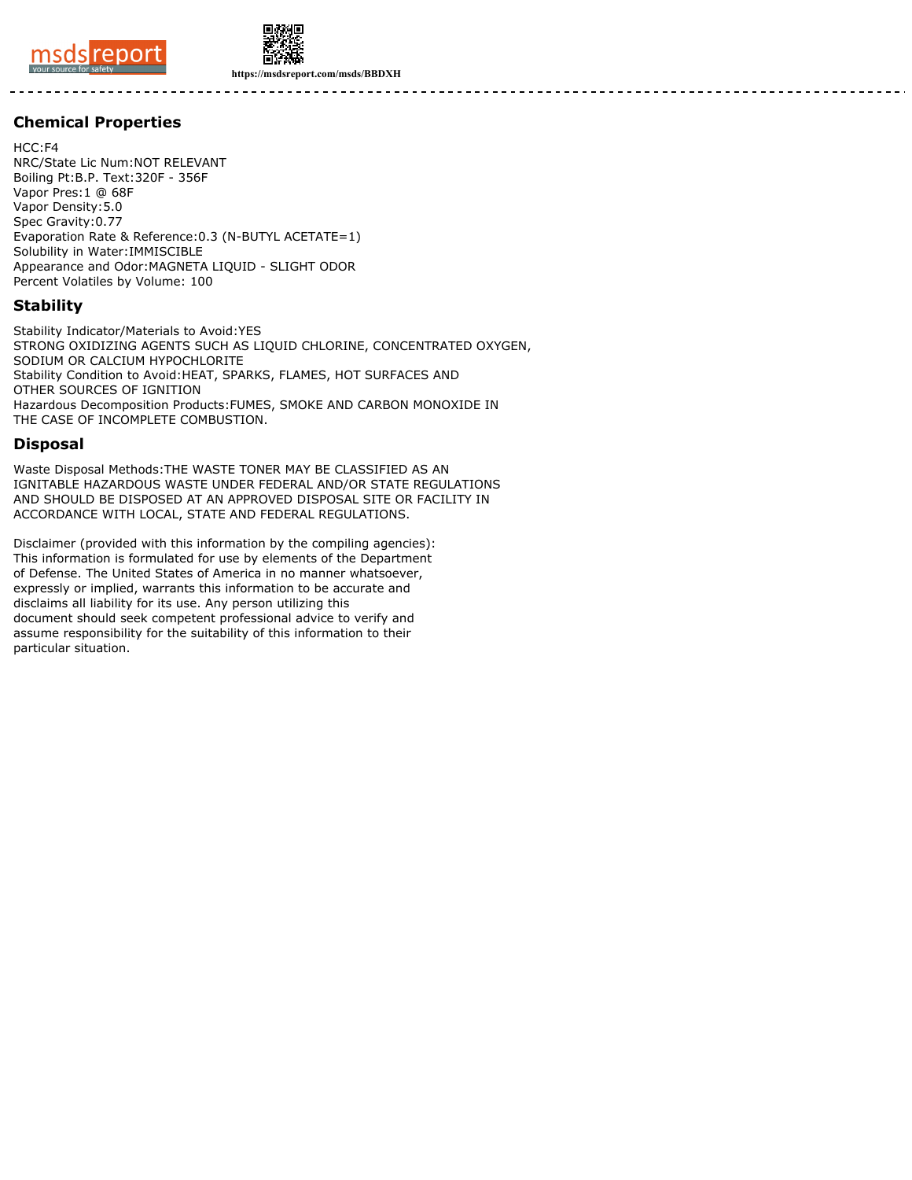## Chemical Properties

HCC:F4
NRC/State Lic Num:NOT RELEVANT
Boiling Pt:B.P. Text:320F - 356F
Vapor Pres:1 @ 68F
Vapor Density:5.0
Spec Gravity:0.77
Evaporation Rate & Reference:0.3 (N-BUTYL ACETATE=1)
Solubility in Water:IMMISCIBLE
Appearance and Odor:MAGNETA LIQUID - SLIGHT ODOR
Percent Volatiles by Volume: 100

## Stability

Stability Indicator/Materials to Avoid:YES
STRONG OXIDIZING AGENTS SUCH AS LIQUID CHLORINE, CONCENTRATED OXYGEN, SODIUM OR CALCIUM HYPOCHLORITE
Stability Condition to Avoid:HEAT, SPARKS, FLAMES, HOT SURFACES AND OTHER SOURCES OF IGNITION
Hazardous Decomposition Products:FUMES, SMOKE AND CARBON MONOXIDE IN THE CASE OF INCOMPLETE COMBUSTION.

## Disposal

Waste Disposal Methods:THE WASTE TONER MAY BE CLASSIFIED AS AN IGNITABLE HAZARDOUS WASTE UNDER FEDERAL AND/OR STATE REGULATIONS AND SHOULD BE DISPOSED AT AN APPROVED DISPOSAL SITE OR FACILITY IN ACCORDANCE WITH LOCAL, STATE AND FEDERAL REGULATIONS.

Disclaimer (provided with this information by the compiling agencies): This information is formulated for use by elements of the Department of Defense. The United States of America in no manner whatsoever, expressly or implied, warrants this information to be accurate and disclaims all liability for its use. Any person utilizing this document should seek competent professional advice to verify and assume responsibility for the suitability of this information to their particular situation.